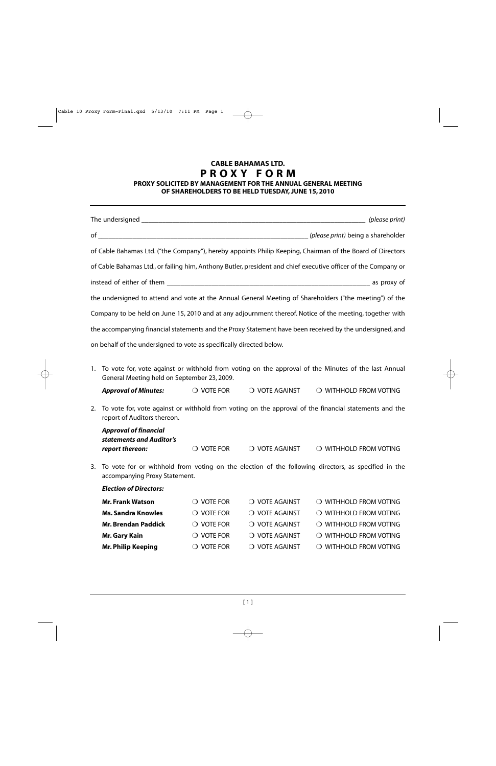# CABLE BAHAMAS LTD.

# PROXY FORM

**PROXY SOLICITED BY MANAGEMENT FOR THE ANNUAL GENERAL MEETING OF SHAREHOLDERS TO BE HELD TUESDAY, JUNE 15, 2010**

---

The undersigned ________________________________________________ *(please print)*

of ________________________________________________ *(please print)* being a shareholder of Cable Bahamas Ltd. ("the Company"), hereby appoints Philip Keeping, Chairman of the Board of Directors of Cable Bahamas Ltd., or failing him, Anthony Butler, president and chief executive officer of the Company or instead of either of them ________________________________________________ as proxy of the undersigned to attend and vote at the Annual General Meeting of Shareholders ("the meeting") of the Company to be held on June 15, 2010 and at any adjournment thereof. Notice of the meeting, together with the accompanying financial statements and the Proxy Statement have been received by the undersigned, and on behalf of the undersigned to vote as specifically directed below.

1. To vote for, vote against or withhold from voting on the approval of the Minutes of the last Annual General Meeting held on September 23, 2009.

| | | | |
|---|---|---|---|
| ***Approval of Minutes:*** | ❍ VOTE FOR | ❍ VOTE AGAINST | ❍ WITHHOLD FROM VOTING |

2. To vote for, vote against or withhold from voting on the approval of the financial statements and the report of Auditors thereon.

| | | | |
|---|---|---|---|
| ***Approval of financial statements and Auditor's report thereon:*** | ❍ VOTE FOR | ❍ VOTE AGAINST | ❍ WITHHOLD FROM VOTING |

3. To vote for or withhold from voting on the election of the following directors, as specified in the accompanying Proxy Statement.

***Election of Directors:***

| | | | |
|---|---|---|---|
| **Mr. Frank Watson** | ❍ VOTE FOR | ❍ VOTE AGAINST | ❍ WITHHOLD FROM VOTING |
| **Ms. Sandra Knowles** | ❍ VOTE FOR | ❍ VOTE AGAINST | ❍ WITHHOLD FROM VOTING |
| **Mr. Brendan Paddick** | ❍ VOTE FOR | ❍ VOTE AGAINST | ❍ WITHHOLD FROM VOTING |
| **Mr. Gary Kain** | ❍ VOTE FOR | ❍ VOTE AGAINST | ❍ WITHHOLD FROM VOTING |
| **Mr. Philip Keeping** | ❍ VOTE FOR | ❍ VOTE AGAINST | ❍ WITHHOLD FROM VOTING |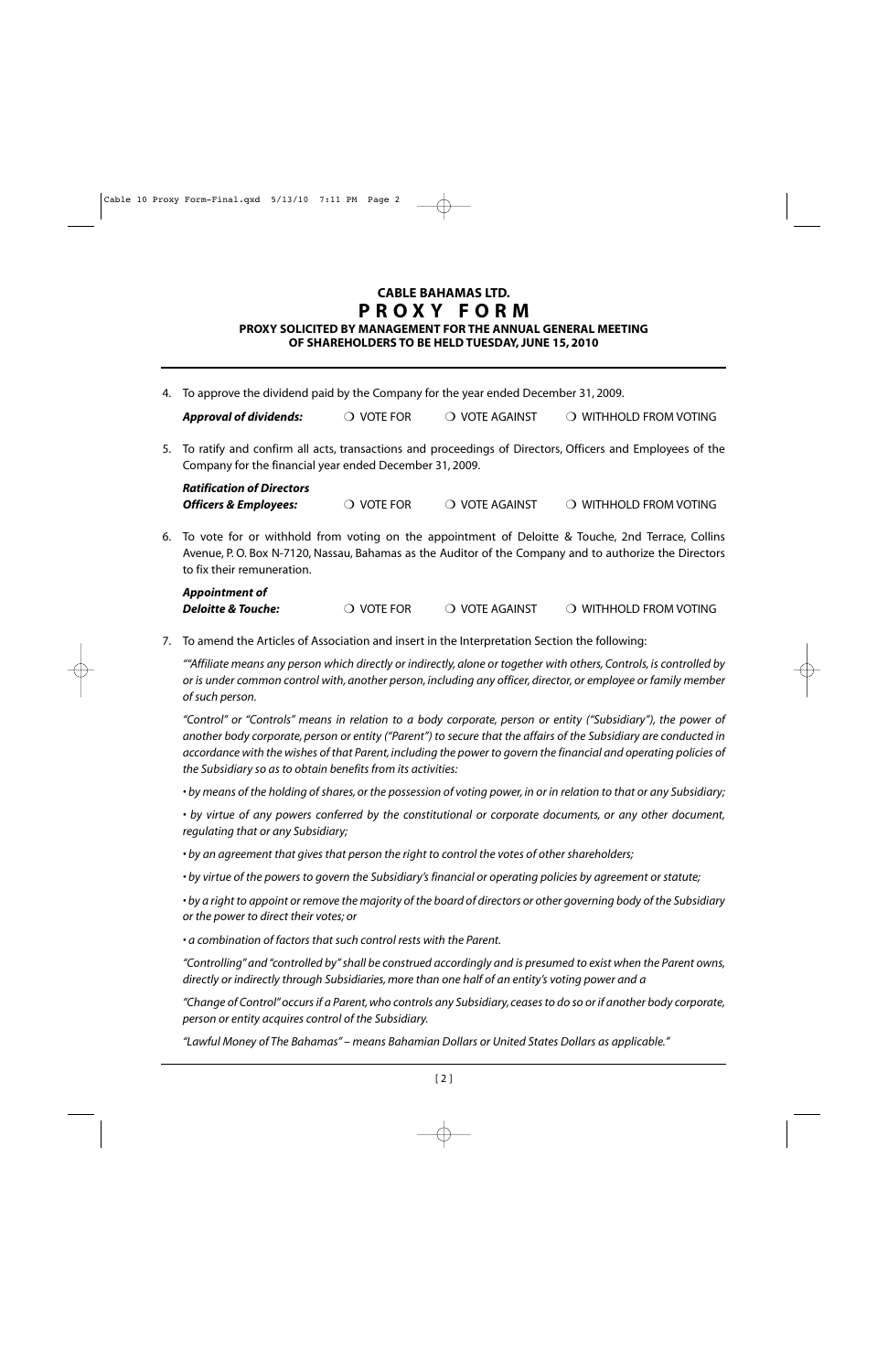**CABLE BAHAMAS LTD.**

# PROXY FORM

**PROXY SOLICITED BY MANAGEMENT FOR THE ANNUAL GENERAL MEETING OF SHAREHOLDERS TO BE HELD TUESDAY, JUNE 15, 2010**

4. To approve the dividend paid by the Company for the year ended December 31, 2009.

   ***Approval of dividends:*** ❍ VOTE FOR ❍ VOTE AGAINST ❍ WITHHOLD FROM VOTING

5. To ratify and confirm all acts, transactions and proceedings of Directors, Officers and Employees of the Company for the financial year ended December 31, 2009.

   ***Ratification of Directors Officers & Employees:*** ❍ VOTE FOR ❍ VOTE AGAINST ❍ WITHHOLD FROM VOTING

6. To vote for or withhold from voting on the appointment of Deloitte & Touche, 2nd Terrace, Collins Avenue, P. O. Box N-7120, Nassau, Bahamas as the Auditor of the Company and to authorize the Directors to fix their remuneration.

   ***Appointment of Deloitte & Touche:*** ❍ VOTE FOR ❍ VOTE AGAINST ❍ WITHHOLD FROM VOTING

7. To amend the Articles of Association and insert in the Interpretation Section the following:

   *""Affiliate means any person which directly or indirectly, alone or together with others, Controls, is controlled by or is under common control with, another person, including any officer, director, or employee or family member of such person.*

   *"Control" or "Controls" means in relation to a body corporate, person or entity ("Subsidiary"), the power of another body corporate, person or entity ("Parent") to secure that the affairs of the Subsidiary are conducted in accordance with the wishes of that Parent, including the power to govern the financial and operating policies of the Subsidiary so as to obtain benefits from its activities:*

   *• by means of the holding of shares, or the possession of voting power, in or in relation to that or any Subsidiary;*

   *• by virtue of any powers conferred by the constitutional or corporate documents, or any other document, regulating that or any Subsidiary;*

   *• by an agreement that gives that person the right to control the votes of other shareholders;*

   *• by virtue of the powers to govern the Subsidiary's financial or operating policies by agreement or statute;*

   *• by a right to appoint or remove the majority of the board of directors or other governing body of the Subsidiary or the power to direct their votes; or*

   *• a combination of factors that such control rests with the Parent.*

   *"Controlling" and "controlled by" shall be construed accordingly and is presumed to exist when the Parent owns, directly or indirectly through Subsidiaries, more than one half of an entity's voting power and a*

   *"Change of Control" occurs if a Parent, who controls any Subsidiary, ceases to do so or if another body corporate, person or entity acquires control of the Subsidiary.*

   *"Lawful Money of The Bahamas" – means Bahamian Dollars or United States Dollars as applicable."*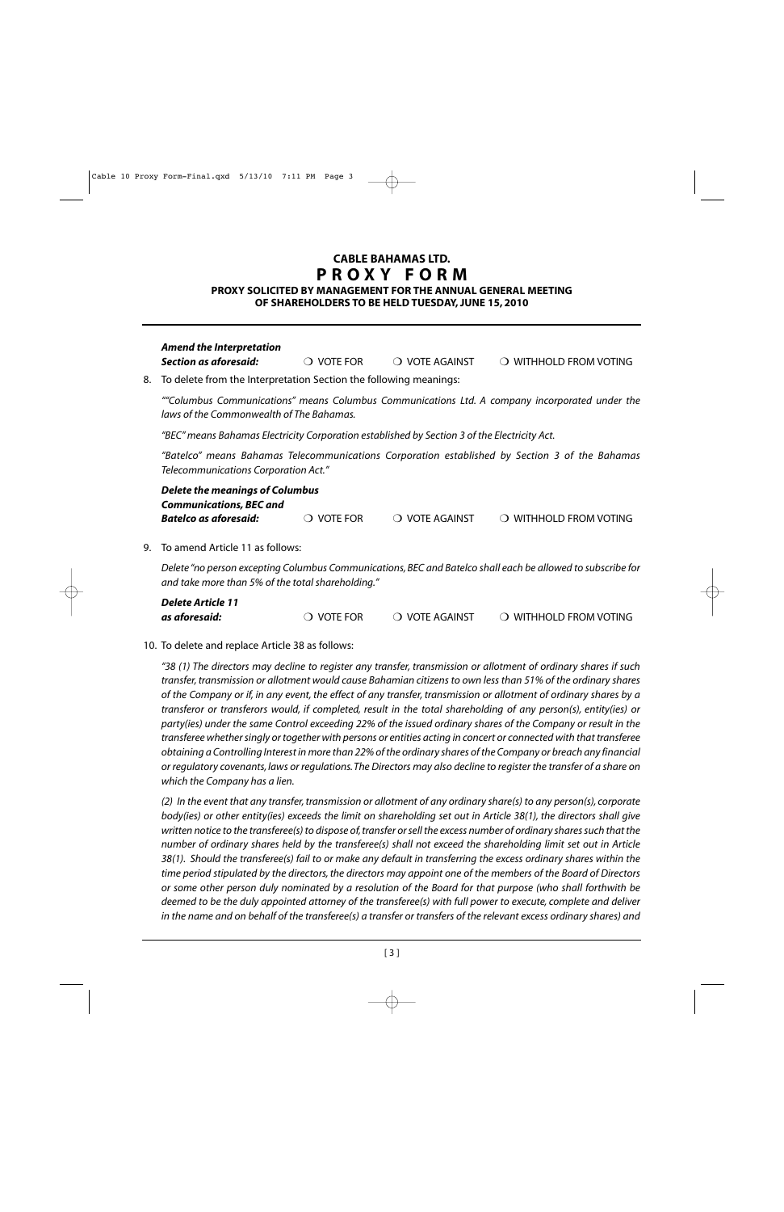**CABLE BAHAMAS LTD.**

# PROXY FORM

**PROXY SOLICITED BY MANAGEMENT FOR THE ANNUAL GENERAL MEETING OF SHAREHOLDERS TO BE HELD TUESDAY, JUNE 15, 2010**

***Amend the Interpretation Section as aforesaid:*** ❍ VOTE FOR ❍ VOTE AGAINST ❍ WITHHOLD FROM VOTING

8. To delete from the Interpretation Section the following meanings:

*""Columbus Communications" means Columbus Communications Ltd. A company incorporated under the laws of the Commonwealth of The Bahamas.*

*"BEC" means Bahamas Electricity Corporation established by Section 3 of the Electricity Act.*

*"Batelco" means Bahamas Telecommunications Corporation established by Section 3 of the Bahamas Telecommunications Corporation Act."*

***Delete the meanings of Columbus Communications, BEC and Batelco as aforesaid:*** ❍ VOTE FOR ❍ VOTE AGAINST ❍ WITHHOLD FROM VOTING

9. To amend Article 11 as follows:

*Delete "no person excepting Columbus Communications, BEC and Batelco shall each be allowed to subscribe for and take more than 5% of the total shareholding."*

***Delete Article 11 as aforesaid:*** ❍ VOTE FOR ❍ VOTE AGAINST ❍ WITHHOLD FROM VOTING

10. To delete and replace Article 38 as follows:

*"38 (1) The directors may decline to register any transfer, transmission or allotment of ordinary shares if such transfer, transmission or allotment would cause Bahamian citizens to own less than 51% of the ordinary shares of the Company or if, in any event, the effect of any transfer, transmission or allotment of ordinary shares by a transferor or transferors would, if completed, result in the total shareholding of any person(s), entity(ies) or party(ies) under the same Control exceeding 22% of the issued ordinary shares of the Company or result in the transferee whether singly or together with persons or entities acting in concert or connected with that transferee obtaining a Controlling Interest in more than 22% of the ordinary shares of the Company or breach any financial or regulatory covenants, laws or regulations. The Directors may also decline to register the transfer of a share on which the Company has a lien.*

*(2) In the event that any transfer, transmission or allotment of any ordinary share(s) to any person(s), corporate body(ies) or other entity(ies) exceeds the limit on shareholding set out in Article 38(1), the directors shall give written notice to the transferee(s) to dispose of, transfer or sell the excess number of ordinary shares such that the number of ordinary shares held by the transferee(s) shall not exceed the shareholding limit set out in Article 38(1). Should the transferee(s) fail to or make any default in transferring the excess ordinary shares within the time period stipulated by the directors, the directors may appoint one of the members of the Board of Directors or some other person duly nominated by a resolution of the Board for that purpose (who shall forthwith be deemed to be the duly appointed attorney of the transferee(s) with full power to execute, complete and deliver in the name and on behalf of the transferee(s) a transfer or transfers of the relevant excess ordinary shares) and*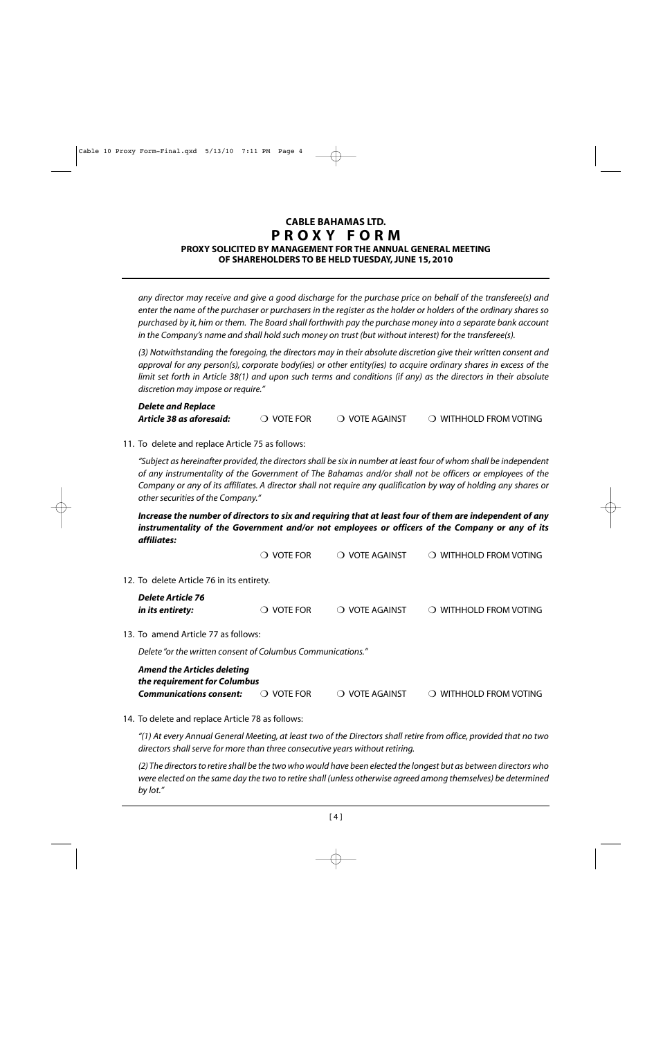**CABLE BAHAMAS LTD.**

# P R O X Y   F O R M

**PROXY SOLICITED BY MANAGEMENT FOR THE ANNUAL GENERAL MEETING OF SHAREHOLDERS TO BE HELD TUESDAY, JUNE 15, 2010**

*any director may receive and give a good discharge for the purchase price on behalf of the transferee(s) and enter the name of the purchaser or purchasers in the register as the holder or holders of the ordinary shares so purchased by it, him or them. The Board shall forthwith pay the purchase money into a separate bank account in the Company's name and shall hold such money on trust (but without interest) for the transferee(s).*

*(3) Notwithstanding the foregoing, the directors may in their absolute discretion give their written consent and approval for any person(s), corporate body(ies) or other entity(ies) to acquire ordinary shares in excess of the limit set forth in Article 38(1) and upon such terms and conditions (if any) as the directors in their absolute discretion may impose or require."*

***Delete and Replace Article 38 as aforesaid:*** ❍ VOTE FOR ❍ VOTE AGAINST ❍ WITHHOLD FROM VOTING

11. To delete and replace Article 75 as follows:

*"Subject as hereinafter provided, the directors shall be six in number at least four of whom shall be independent of any instrumentality of the Government of The Bahamas and/or shall not be officers or employees of the Company or any of its affiliates. A director shall not require any qualification by way of holding any shares or other securities of the Company."*

***Increase the number of directors to six and requiring that at least four of them are independent of any instrumentality of the Government and/or not employees or officers of the Company or any of its affiliates:***

❍ VOTE FOR ❍ VOTE AGAINST ❍ WITHHOLD FROM VOTING

12. To delete Article 76 in its entirety.

***Delete Article 76 in its entirety:*** ❍ VOTE FOR ❍ VOTE AGAINST ❍ WITHHOLD FROM VOTING

13. To amend Article 77 as follows:

*Delete "or the written consent of Columbus Communications."*

***Amend the Articles deleting the requirement for Columbus Communications consent:*** ❍ VOTE FOR ❍ VOTE AGAINST ❍ WITHHOLD FROM VOTING

14. To delete and replace Article 78 as follows:

*"(1) At every Annual General Meeting, at least two of the Directors shall retire from office, provided that no two directors shall serve for more than three consecutive years without retiring.*

*(2) The directors to retire shall be the two who would have been elected the longest but as between directors who were elected on the same day the two to retire shall (unless otherwise agreed among themselves) be determined by lot."*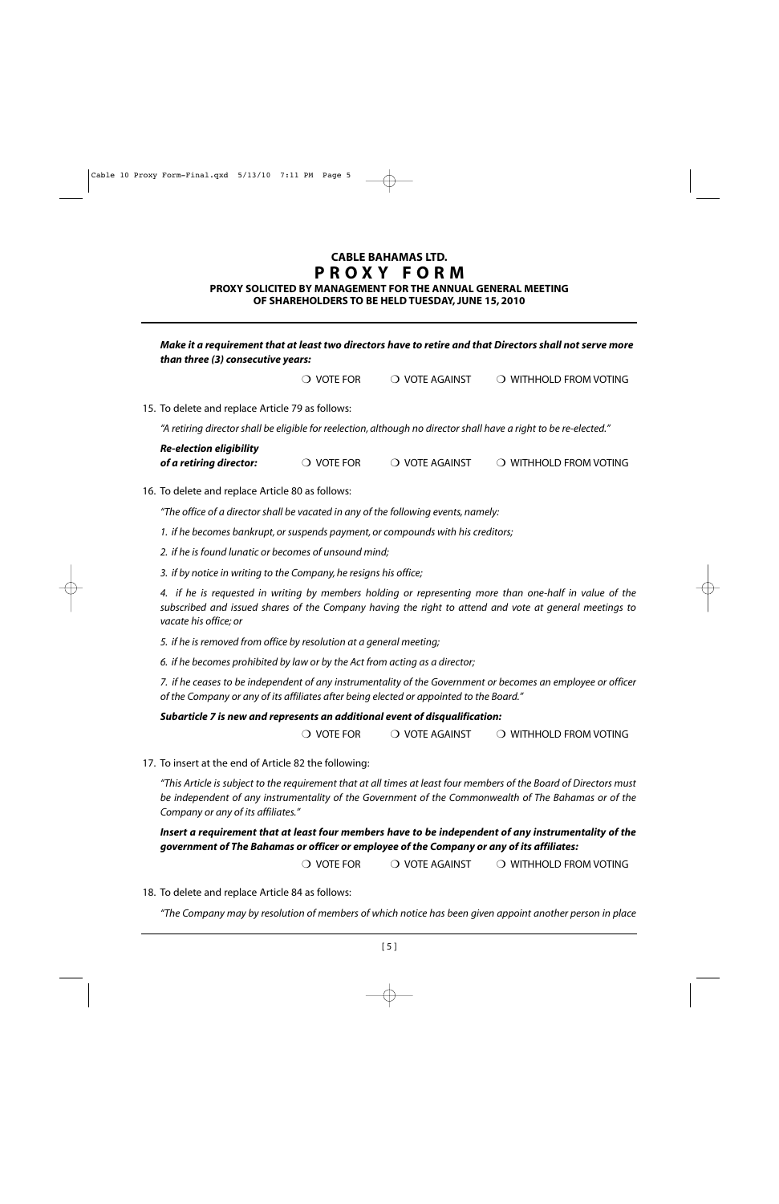## CABLE BAHAMAS LTD.

# PROXY FORM

### PROXY SOLICITED BY MANAGEMENT FOR THE ANNUAL GENERAL MEETING OF SHAREHOLDERS TO BE HELD TUESDAY, JUNE 15, 2010

***Make it a requirement that at least two directors have to retire and that Directors shall not serve more than three (3) consecutive years:***

❍ VOTE FOR ❍ VOTE AGAINST ❍ WITHHOLD FROM VOTING

15. To delete and replace Article 79 as follows:

*"A retiring director shall be eligible for reelection, although no director shall have a right to be re-elected."*

***Re-election eligibility of a retiring director:*** ❍ VOTE FOR ❍ VOTE AGAINST ❍ WITHHOLD FROM VOTING

16. To delete and replace Article 80 as follows:

*"The office of a director shall be vacated in any of the following events, namely:*

*1. if he becomes bankrupt, or suspends payment, or compounds with his creditors;*

*2. if he is found lunatic or becomes of unsound mind;*

*3. if by notice in writing to the Company, he resigns his office;*

*4. if he is requested in writing by members holding or representing more than one-half in value of the subscribed and issued shares of the Company having the right to attend and vote at general meetings to vacate his office; or*

*5. if he is removed from office by resolution at a general meeting;*

*6. if he becomes prohibited by law or by the Act from acting as a director;*

*7. if he ceases to be independent of any instrumentality of the Government or becomes an employee or officer of the Company or any of its affiliates after being elected or appointed to the Board."*

***Subarticle 7 is new and represents an additional event of disqualification:***

❍ VOTE FOR ❍ VOTE AGAINST ❍ WITHHOLD FROM VOTING

17. To insert at the end of Article 82 the following:

*"This Article is subject to the requirement that at all times at least four members of the Board of Directors must be independent of any instrumentality of the Government of the Commonwealth of The Bahamas or of the Company or any of its affiliates."*

***Insert a requirement that at least four members have to be independent of any instrumentality of the government of The Bahamas or officer or employee of the Company or any of its affiliates:***

❍ VOTE FOR ❍ VOTE AGAINST ❍ WITHHOLD FROM VOTING

18. To delete and replace Article 84 as follows:

*"The Company may by resolution of members of which notice has been given appoint another person in place*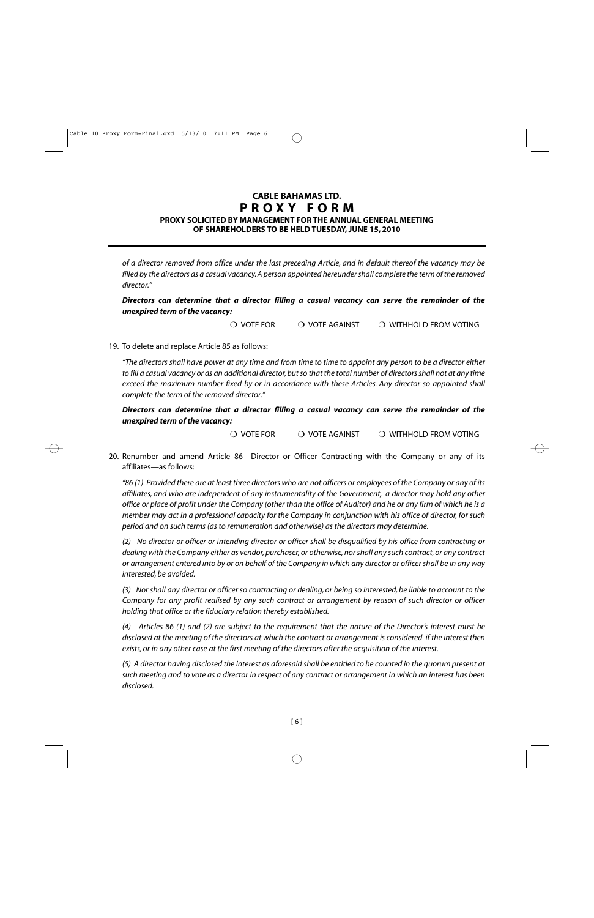**CABLE BAHAMAS LTD.**

# PROXY FORM

**PROXY SOLICITED BY MANAGEMENT FOR THE ANNUAL GENERAL MEETING OF SHAREHOLDERS TO BE HELD TUESDAY, JUNE 15, 2010**

*of a director removed from office under the last preceding Article, and in default thereof the vacancy may be filled by the directors as a casual vacancy. A person appointed hereunder shall complete the term of the removed director."*

***Directors can determine that a director filling a casual vacancy can serve the remainder of the unexpired term of the vacancy:***

❍ VOTE FOR ❍ VOTE AGAINST ❍ WITHHOLD FROM VOTING

19. To delete and replace Article 85 as follows:

*"The directors shall have power at any time and from time to time to appoint any person to be a director either to fill a casual vacancy or as an additional director, but so that the total number of directors shall not at any time exceed the maximum number fixed by or in accordance with these Articles. Any director so appointed shall complete the term of the removed director."*

***Directors can determine that a director filling a casual vacancy can serve the remainder of the unexpired term of the vacancy:***

❍ VOTE FOR ❍ VOTE AGAINST ❍ WITHHOLD FROM VOTING

20. Renumber and amend Article 86—Director or Officer Contracting with the Company or any of its affiliates—as follows:

*"86 (1) Provided there are at least three directors who are not officers or employees of the Company or any of its affiliates, and who are independent of any instrumentality of the Government, a director may hold any other office or place of profit under the Company (other than the office of Auditor) and he or any firm of which he is a member may act in a professional capacity for the Company in conjunction with his office of director, for such period and on such terms (as to remuneration and otherwise) as the directors may determine.*

*(2) No director or officer or intending director or officer shall be disqualified by his office from contracting or dealing with the Company either as vendor, purchaser, or otherwise, nor shall any such contract, or any contract or arrangement entered into by or on behalf of the Company in which any director or officer shall be in any way interested, be avoided.*

*(3) Nor shall any director or officer so contracting or dealing, or being so interested, be liable to account to the Company for any profit realised by any such contract or arrangement by reason of such director or officer holding that office or the fiduciary relation thereby established.*

*(4) Articles 86 (1) and (2) are subject to the requirement that the nature of the Director's interest must be disclosed at the meeting of the directors at which the contract or arrangement is considered if the interest then exists, or in any other case at the first meeting of the directors after the acquisition of the interest.*

*(5) A director having disclosed the interest as aforesaid shall be entitled to be counted in the quorum present at such meeting and to vote as a director in respect of any contract or arrangement in which an interest has been disclosed.*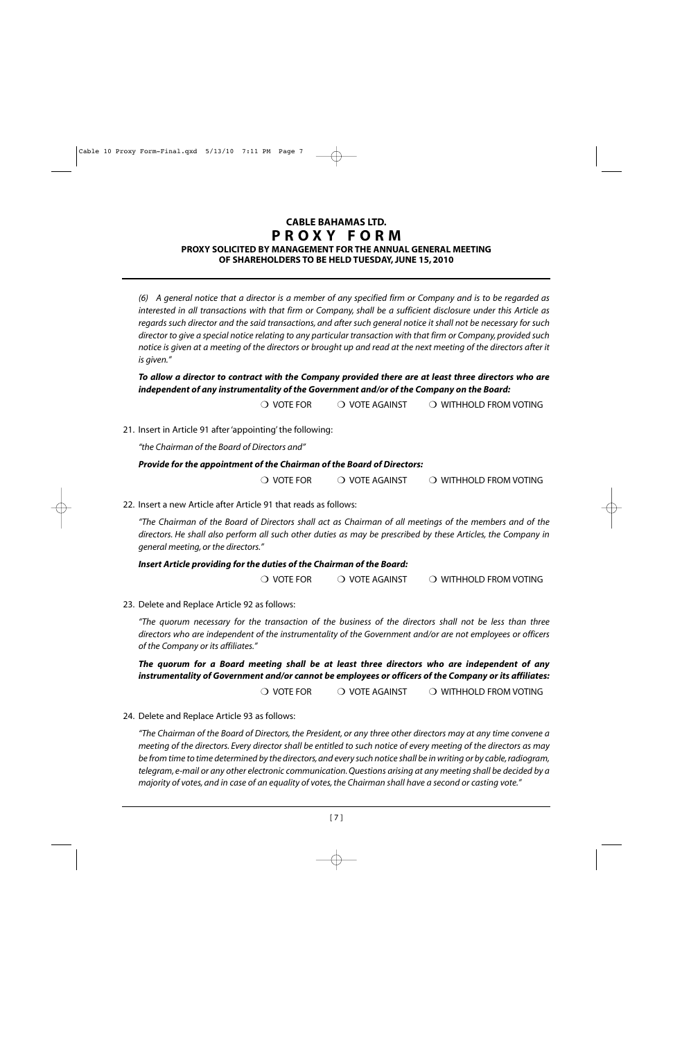**CABLE BAHAMAS LTD.**

# PROXY FORM

**PROXY SOLICITED BY MANAGEMENT FOR THE ANNUAL GENERAL MEETING OF SHAREHOLDERS TO BE HELD TUESDAY, JUNE 15, 2010**

*(6) A general notice that a director is a member of any specified firm or Company and is to be regarded as interested in all transactions with that firm or Company, shall be a sufficient disclosure under this Article as regards such director and the said transactions, and after such general notice it shall not be necessary for such director to give a special notice relating to any particular transaction with that firm or Company, provided such notice is given at a meeting of the directors or brought up and read at the next meeting of the directors after it is given."*

***To allow a director to contract with the Company provided there are at least three directors who are independent of any instrumentality of the Government and/or of the Company on the Board:***

❍ VOTE FOR ❍ VOTE AGAINST ❍ WITHHOLD FROM VOTING

21. Insert in Article 91 after 'appointing' the following:

*"the Chairman of the Board of Directors and"*

***Provide for the appointment of the Chairman of the Board of Directors:***

❍ VOTE FOR ❍ VOTE AGAINST ❍ WITHHOLD FROM VOTING

22. Insert a new Article after Article 91 that reads as follows:

*"The Chairman of the Board of Directors shall act as Chairman of all meetings of the members and of the directors. He shall also perform all such other duties as may be prescribed by these Articles, the Company in general meeting, or the directors."*

***Insert Article providing for the duties of the Chairman of the Board:***

❍ VOTE FOR ❍ VOTE AGAINST ❍ WITHHOLD FROM VOTING

23. Delete and Replace Article 92 as follows:

*"The quorum necessary for the transaction of the business of the directors shall not be less than three directors who are independent of the instrumentality of the Government and/or are not employees or officers of the Company or its affiliates."*

***The quorum for a Board meeting shall be at least three directors who are independent of any instrumentality of Government and/or cannot be employees or officers of the Company or its affiliates:***

❍ VOTE FOR ❍ VOTE AGAINST ❍ WITHHOLD FROM VOTING

24. Delete and Replace Article 93 as follows:

*"The Chairman of the Board of Directors, the President, or any three other directors may at any time convene a meeting of the directors. Every director shall be entitled to such notice of every meeting of the directors as may be from time to time determined by the directors, and every such notice shall be in writing or by cable, radiogram, telegram, e-mail or any other electronic communication. Questions arising at any meeting shall be decided by a majority of votes, and in case of an equality of votes, the Chairman shall have a second or casting vote."*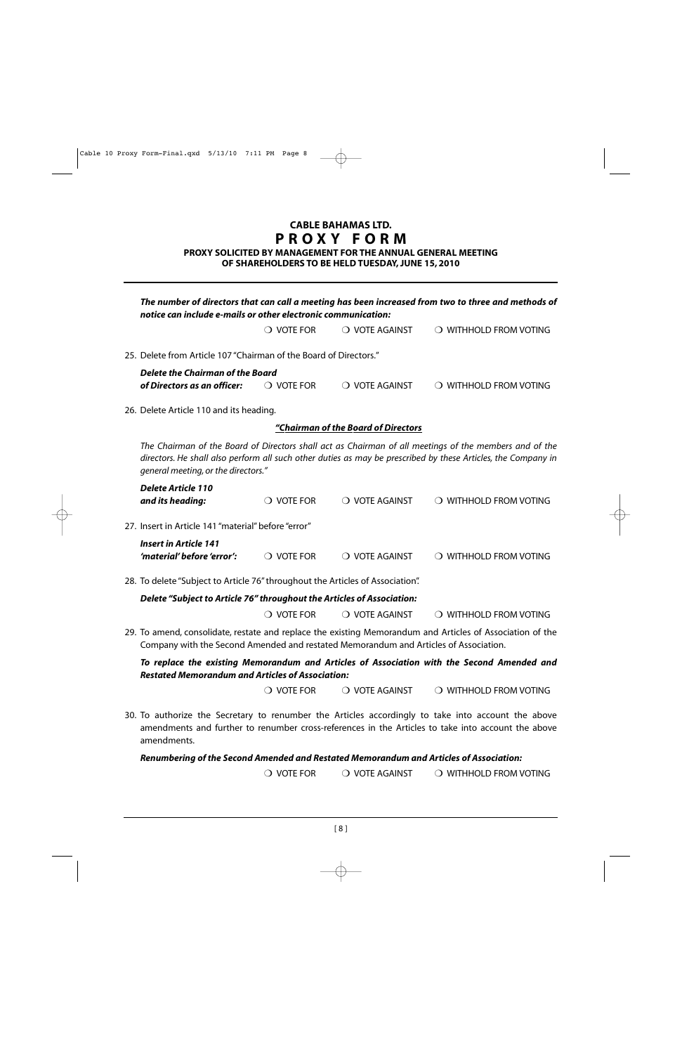**CABLE BAHAMAS LTD.**

# PROXY FORM

**PROXY SOLICITED BY MANAGEMENT FOR THE ANNUAL GENERAL MEETING OF SHAREHOLDERS TO BE HELD TUESDAY, JUNE 15, 2010**

---

***The number of directors that can call a meeting has been increased from two to three and methods of notice can include e-mails or other electronic communication:***

❍ VOTE FOR ❍ VOTE AGAINST ❍ WITHHOLD FROM VOTING

25. Delete from Article 107 "Chairman of the Board of Directors."

***Delete the Chairman of the Board of Directors as an officer:*** ❍ VOTE FOR ❍ VOTE AGAINST ❍ WITHHOLD FROM VOTING

26. Delete Article 110 and its heading.

***"Chairman of the Board of Directors***

*The Chairman of the Board of Directors shall act as Chairman of all meetings of the members and of the directors. He shall also perform all such other duties as may be prescribed by these Articles, the Company in general meeting, or the directors."*

***Delete Article 110 and its heading:*** ❍ VOTE FOR ❍ VOTE AGAINST ❍ WITHHOLD FROM VOTING

27. Insert in Article 141 "material" before "error"

***Insert in Article 141 'material' before 'error':*** ❍ VOTE FOR ❍ VOTE AGAINST ❍ WITHHOLD FROM VOTING

28. To delete "Subject to Article 76" throughout the Articles of Association".

***Delete "Subject to Article 76" throughout the Articles of Association:***

❍ VOTE FOR ❍ VOTE AGAINST ❍ WITHHOLD FROM VOTING

29. To amend, consolidate, restate and replace the existing Memorandum and Articles of Association of the Company with the Second Amended and restated Memorandum and Articles of Association.

***To replace the existing Memorandum and Articles of Association with the Second Amended and Restated Memorandum and Articles of Association:***

❍ VOTE FOR ❍ VOTE AGAINST ❍ WITHHOLD FROM VOTING

30. To authorize the Secretary to renumber the Articles accordingly to take into account the above amendments and further to renumber cross-references in the Articles to take into account the above amendments.

***Renumbering of the Second Amended and Restated Memorandum and Articles of Association:***

❍ VOTE FOR ❍ VOTE AGAINST ❍ WITHHOLD FROM VOTING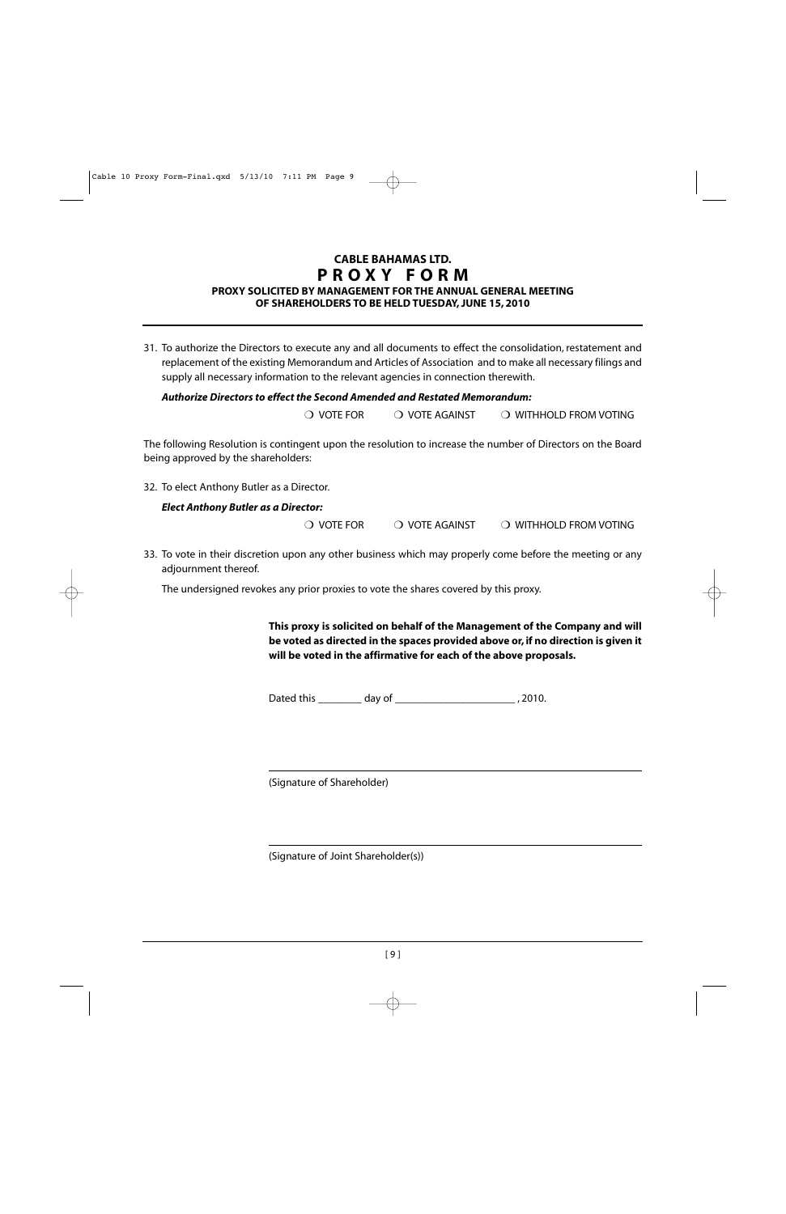**CABLE BAHAMAS LTD.**

# PROXY FORM

**PROXY SOLICITED BY MANAGEMENT FOR THE ANNUAL GENERAL MEETING OF SHAREHOLDERS TO BE HELD TUESDAY, JUNE 15, 2010**

31. To authorize the Directors to execute any and all documents to effect the consolidation, restatement and replacement of the existing Memorandum and Articles of Association and to make all necessary filings and supply all necessary information to the relevant agencies in connection therewith.

***Authorize Directors to effect the Second Amended and Restated Memorandum:***

❍ VOTE FOR ❍ VOTE AGAINST ❍ WITHHOLD FROM VOTING

The following Resolution is contingent upon the resolution to increase the number of Directors on the Board being approved by the shareholders:

32. To elect Anthony Butler as a Director.

***Elect Anthony Butler as a Director:***

❍ VOTE FOR ❍ VOTE AGAINST ❍ WITHHOLD FROM VOTING

33. To vote in their discretion upon any other business which may properly come before the meeting or any adjournment thereof.

The undersigned revokes any prior proxies to vote the shares covered by this proxy.

**This proxy is solicited on behalf of the Management of the Company and will be voted as directed in the spaces provided above or, if no direction is given it will be voted in the affirmative for each of the above proposals.**

Dated this ________ day of ______________________ , 2010.

_______________________________________________

(Signature of Shareholder)

_______________________________________________

(Signature of Joint Shareholder(s))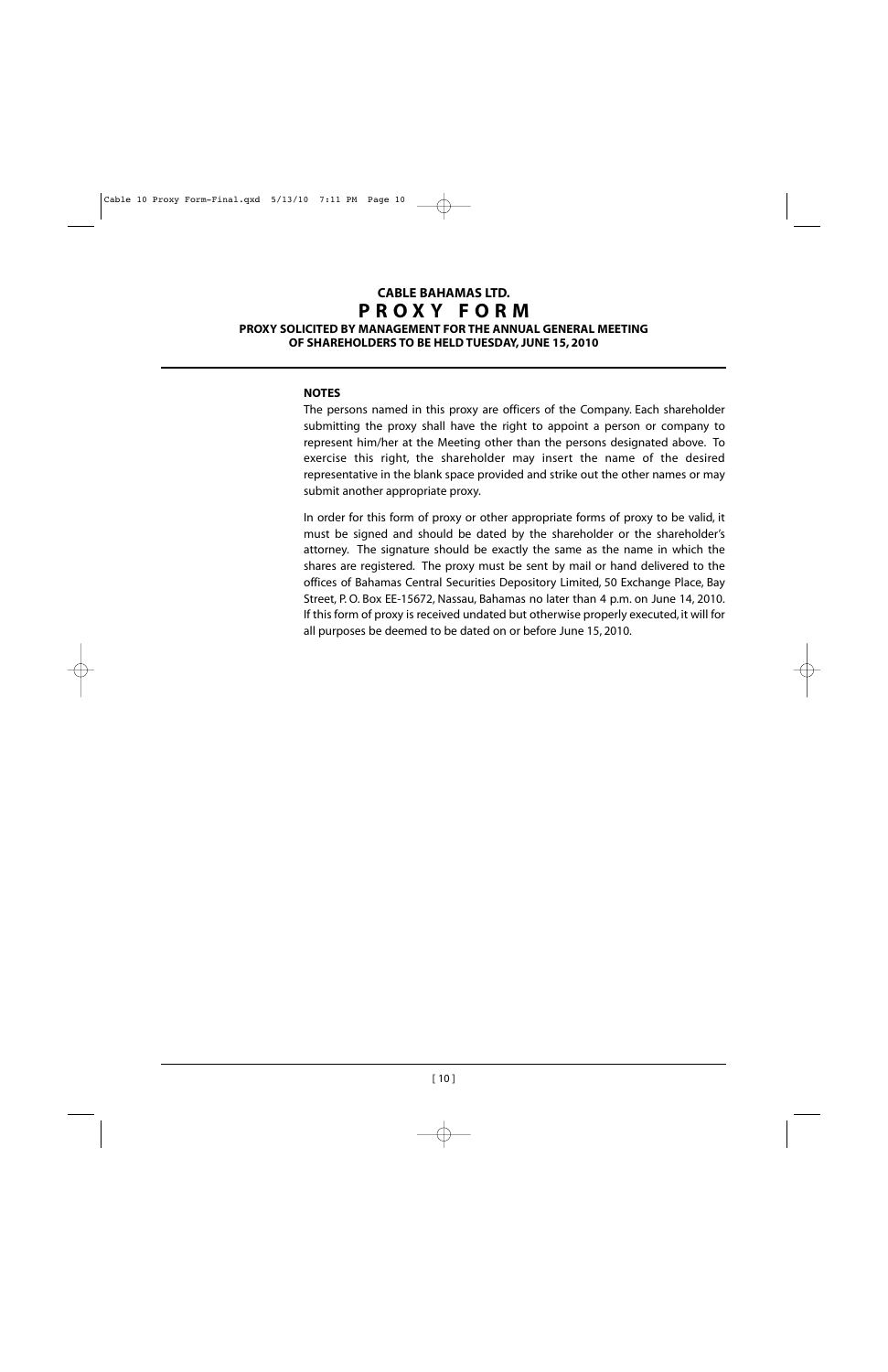# CABLE BAHAMAS LTD.

# PROXY FORM

**PROXY SOLICITED BY MANAGEMENT FOR THE ANNUAL GENERAL MEETING OF SHAREHOLDERS TO BE HELD TUESDAY, JUNE 15, 2010**

**NOTES**

The persons named in this proxy are officers of the Company. Each shareholder submitting the proxy shall have the right to appoint a person or company to represent him/her at the Meeting other than the persons designated above. To exercise this right, the shareholder may insert the name of the desired representative in the blank space provided and strike out the other names or may submit another appropriate proxy.

In order for this form of proxy or other appropriate forms of proxy to be valid, it must be signed and should be dated by the shareholder or the shareholder's attorney. The signature should be exactly the same as the name in which the shares are registered. The proxy must be sent by mail or hand delivered to the offices of Bahamas Central Securities Depository Limited, 50 Exchange Place, Bay Street, P. O. Box EE-15672, Nassau, Bahamas no later than 4 p.m. on June 14, 2010. If this form of proxy is received undated but otherwise properly executed, it will for all purposes be deemed to be dated on or before June 15, 2010.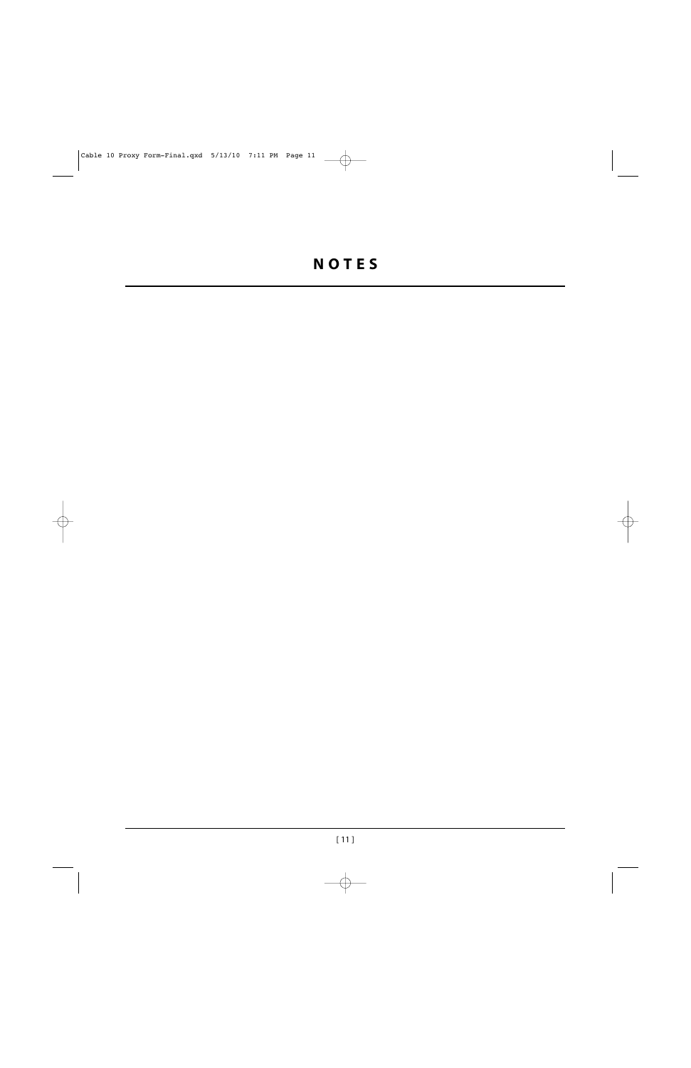# NOTES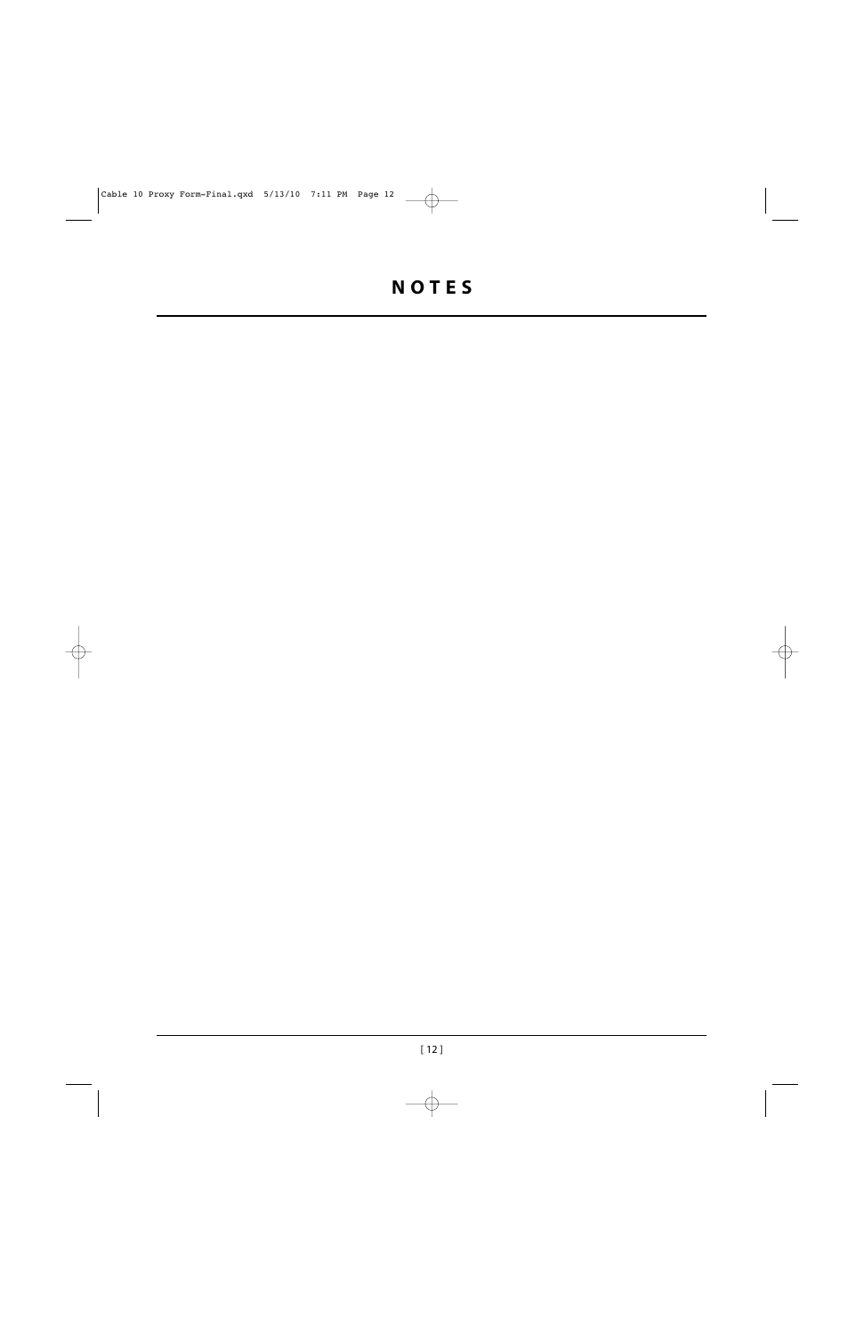# NOTES